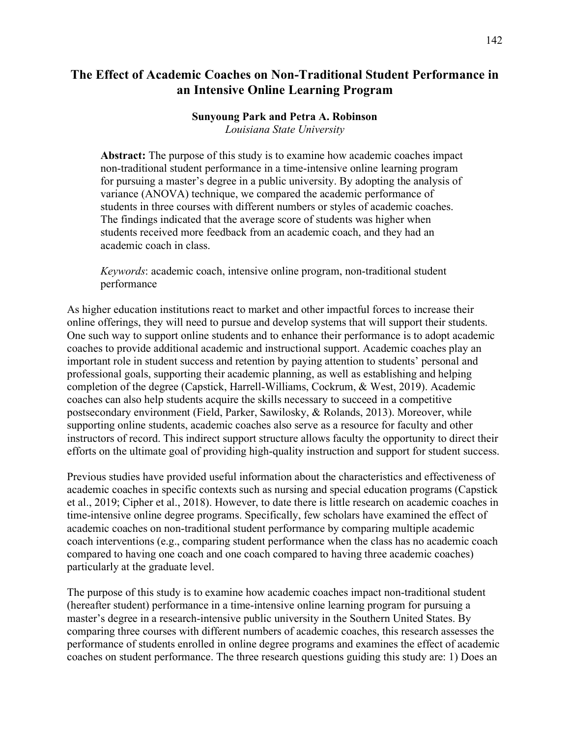# The Effect of Academic Coaches on Non-Traditional Student Performance in an Intensive Online Learning Program

**Sunyoung Park and Petra A. Robinson**
*Louisiana State University*

**Abstract:** The purpose of this study is to examine how academic coaches impact non-traditional student performance in a time-intensive online learning program for pursuing a master's degree in a public university. By adopting the analysis of variance (ANOVA) technique, we compared the academic performance of students in three courses with different numbers or styles of academic coaches. The findings indicated that the average score of students was higher when students received more feedback from an academic coach, and they had an academic coach in class.

*Keywords*: academic coach, intensive online program, non-traditional student performance

As higher education institutions react to market and other impactful forces to increase their online offerings, they will need to pursue and develop systems that will support their students. One such way to support online students and to enhance their performance is to adopt academic coaches to provide additional academic and instructional support. Academic coaches play an important role in student success and retention by paying attention to students' personal and professional goals, supporting their academic planning, as well as establishing and helping completion of the degree (Capstick, Harrell-Williams, Cockrum, & West, 2019). Academic coaches can also help students acquire the skills necessary to succeed in a competitive postsecondary environment (Field, Parker, Sawilosky, & Rolands, 2013). Moreover, while supporting online students, academic coaches also serve as a resource for faculty and other instructors of record. This indirect support structure allows faculty the opportunity to direct their efforts on the ultimate goal of providing high-quality instruction and support for student success.

Previous studies have provided useful information about the characteristics and effectiveness of academic coaches in specific contexts such as nursing and special education programs (Capstick et al., 2019; Cipher et al., 2018). However, to date there is little research on academic coaches in time-intensive online degree programs. Specifically, few scholars have examined the effect of academic coaches on non-traditional student performance by comparing multiple academic coach interventions (e.g., comparing student performance when the class has no academic coach compared to having one coach and one coach compared to having three academic coaches) particularly at the graduate level.

The purpose of this study is to examine how academic coaches impact non-traditional student (hereafter student) performance in a time-intensive online learning program for pursuing a master's degree in a research-intensive public university in the Southern United States. By comparing three courses with different numbers of academic coaches, this research assesses the performance of students enrolled in online degree programs and examines the effect of academic coaches on student performance. The three research questions guiding this study are: 1) Does an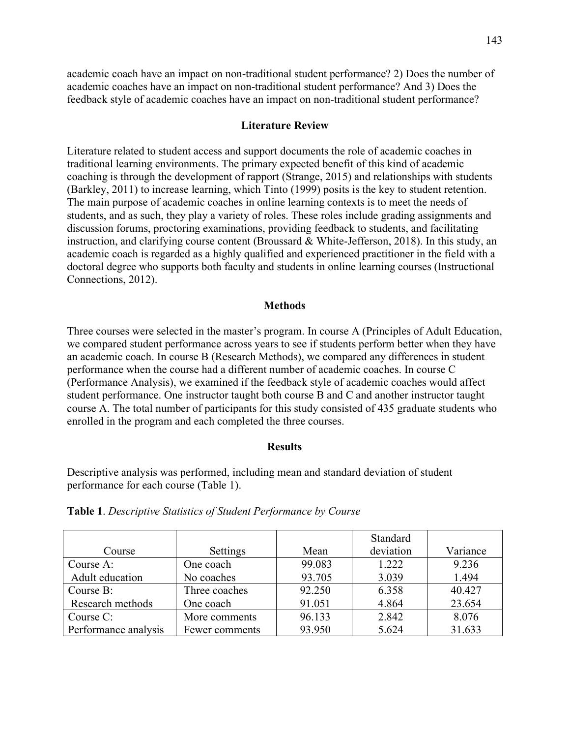academic coach have an impact on non-traditional student performance? 2) Does the number of academic coaches have an impact on non-traditional student performance? And 3) Does the feedback style of academic coaches have an impact on non-traditional student performance?

## Literature Review

Literature related to student access and support documents the role of academic coaches in traditional learning environments. The primary expected benefit of this kind of academic coaching is through the development of rapport (Strange, 2015) and relationships with students (Barkley, 2011) to increase learning, which Tinto (1999) posits is the key to student retention. The main purpose of academic coaches in online learning contexts is to meet the needs of students, and as such, they play a variety of roles. These roles include grading assignments and discussion forums, proctoring examinations, providing feedback to students, and facilitating instruction, and clarifying course content (Broussard & White-Jefferson, 2018). In this study, an academic coach is regarded as a highly qualified and experienced practitioner in the field with a doctoral degree who supports both faculty and students in online learning courses (Instructional Connections, 2012).

## Methods

Three courses were selected in the master's program. In course A (Principles of Adult Education, we compared student performance across years to see if students perform better when they have an academic coach. In course B (Research Methods), we compared any differences in student performance when the course had a different number of academic coaches. In course C (Performance Analysis), we examined if the feedback style of academic coaches would affect student performance. One instructor taught both course B and C and another instructor taught course A. The total number of participants for this study consisted of 435 graduate students who enrolled in the program and each completed the three courses.

## Results

Descriptive analysis was performed, including mean and standard deviation of student performance for each course (Table 1).

**Table 1**. *Descriptive Statistics of Student Performance by Course*

| Course | Settings | Mean | Standard deviation | Variance |
|---|---|---|---|---|
| Course A: | One coach | 99.083 | 1.222 | 9.236 |
| Adult education | No coaches | 93.705 | 3.039 | 1.494 |
| Course B: | Three coaches | 92.250 | 6.358 | 40.427 |
| Research methods | One coach | 91.051 | 4.864 | 23.654 |
| Course C: | More comments | 96.133 | 2.842 | 8.076 |
| Performance analysis | Fewer comments | 93.950 | 5.624 | 31.633 |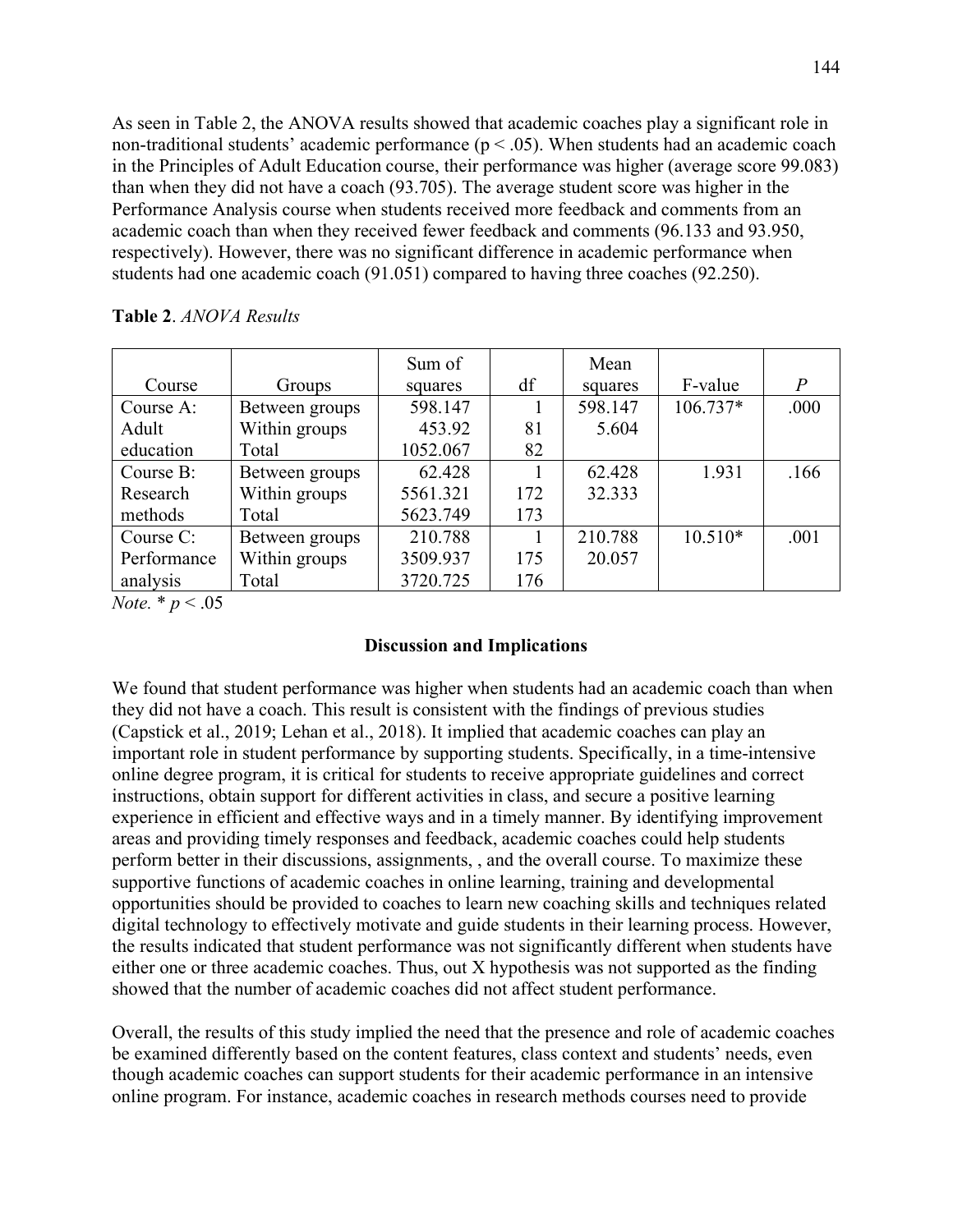As seen in Table 2, the ANOVA results showed that academic coaches play a significant role in non-traditional students' academic performance ($p < .05$). When students had an academic coach in the Principles of Adult Education course, their performance was higher (average score 99.083) than when they did not have a coach (93.705). The average student score was higher in the Performance Analysis course when students received more feedback and comments from an academic coach than when they received fewer feedback and comments (96.133 and 93.950, respectively). However, there was no significant difference in academic performance when students had one academic coach (91.051) compared to having three coaches (92.250).

**Table 2**. *ANOVA Results*

| Course | Groups | Sum of squares | df | Mean squares | F-value | *P* |
|---|---|---|---|---|---|---|
| Course A: Adult education | Between groups | 598.147 | 1 | 598.147 | 106.737* | .000 |
| | Within groups | 453.92 | 81 | 5.604 | | |
| | Total | 1052.067 | 82 | | | |
| Course B: Research methods | Between groups | 62.428 | 1 | 62.428 | 1.931 | .166 |
| | Within groups | 5561.321 | 172 | 32.333 | | |
| | Total | 5623.749 | 173 | | | |
| Course C: Performance analysis | Between groups | 210.788 | 1 | 210.788 | 10.510* | .001 |
| | Within groups | 3509.937 | 175 | 20.057 | | |
| | Total | 3720.725 | 176 | | | |

*Note.* * $p < .05$

## Discussion and Implications

We found that student performance was higher when students had an academic coach than when they did not have a coach. This result is consistent with the findings of previous studies (Capstick et al., 2019; Lehan et al., 2018). It implied that academic coaches can play an important role in student performance by supporting students. Specifically, in a time-intensive online degree program, it is critical for students to receive appropriate guidelines and correct instructions, obtain support for different activities in class, and secure a positive learning experience in efficient and effective ways and in a timely manner. By identifying improvement areas and providing timely responses and feedback, academic coaches could help students perform better in their discussions, assignments, , and the overall course. To maximize these supportive functions of academic coaches in online learning, training and developmental opportunities should be provided to coaches to learn new coaching skills and techniques related digital technology to effectively motivate and guide students in their learning process. However, the results indicated that student performance was not significantly different when students have either one or three academic coaches. Thus, out X hypothesis was not supported as the finding showed that the number of academic coaches did not affect student performance.

Overall, the results of this study implied the need that the presence and role of academic coaches be examined differently based on the content features, class context and students' needs, even though academic coaches can support students for their academic performance in an intensive online program. For instance, academic coaches in research methods courses need to provide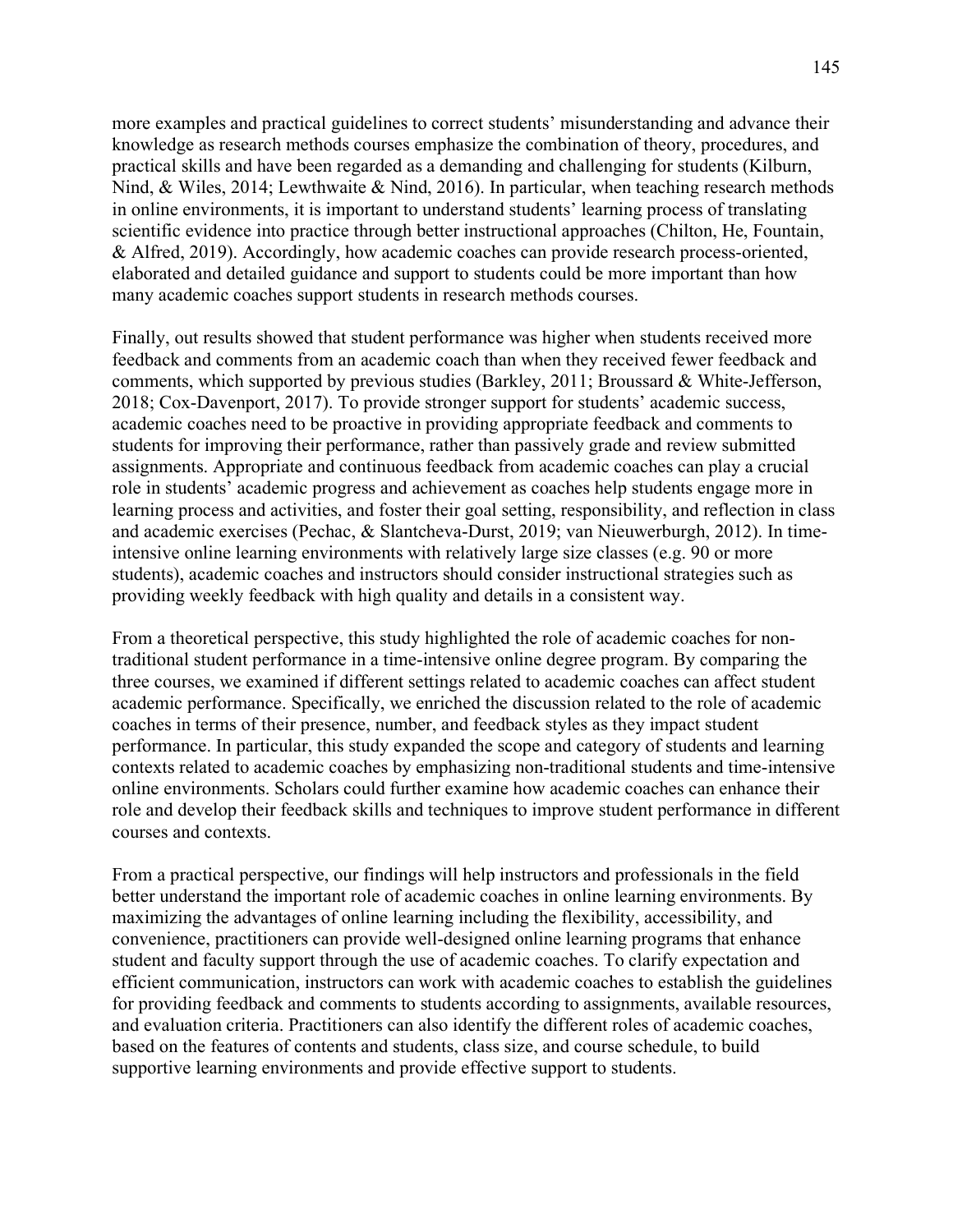more examples and practical guidelines to correct students' misunderstanding and advance their knowledge as research methods courses emphasize the combination of theory, procedures, and practical skills and have been regarded as a demanding and challenging for students (Kilburn, Nind, & Wiles, 2014; Lewthwaite & Nind, 2016). In particular, when teaching research methods in online environments, it is important to understand students' learning process of translating scientific evidence into practice through better instructional approaches (Chilton, He, Fountain, & Alfred, 2019). Accordingly, how academic coaches can provide research process-oriented, elaborated and detailed guidance and support to students could be more important than how many academic coaches support students in research methods courses.

Finally, out results showed that student performance was higher when students received more feedback and comments from an academic coach than when they received fewer feedback and comments, which supported by previous studies (Barkley, 2011; Broussard & White-Jefferson, 2018; Cox-Davenport, 2017). To provide stronger support for students' academic success, academic coaches need to be proactive in providing appropriate feedback and comments to students for improving their performance, rather than passively grade and review submitted assignments. Appropriate and continuous feedback from academic coaches can play a crucial role in students' academic progress and achievement as coaches help students engage more in learning process and activities, and foster their goal setting, responsibility, and reflection in class and academic exercises (Pechac, & Slantcheva-Durst, 2019; van Nieuwerburgh, 2012). In time-intensive online learning environments with relatively large size classes (e.g. 90 or more students), academic coaches and instructors should consider instructional strategies such as providing weekly feedback with high quality and details in a consistent way.

From a theoretical perspective, this study highlighted the role of academic coaches for non-traditional student performance in a time-intensive online degree program. By comparing the three courses, we examined if different settings related to academic coaches can affect student academic performance. Specifically, we enriched the discussion related to the role of academic coaches in terms of their presence, number, and feedback styles as they impact student performance. In particular, this study expanded the scope and category of students and learning contexts related to academic coaches by emphasizing non-traditional students and time-intensive online environments. Scholars could further examine how academic coaches can enhance their role and develop their feedback skills and techniques to improve student performance in different courses and contexts.

From a practical perspective, our findings will help instructors and professionals in the field better understand the important role of academic coaches in online learning environments. By maximizing the advantages of online learning including the flexibility, accessibility, and convenience, practitioners can provide well-designed online learning programs that enhance student and faculty support through the use of academic coaches. To clarify expectation and efficient communication, instructors can work with academic coaches to establish the guidelines for providing feedback and comments to students according to assignments, available resources, and evaluation criteria. Practitioners can also identify the different roles of academic coaches, based on the features of contents and students, class size, and course schedule, to build supportive learning environments and provide effective support to students.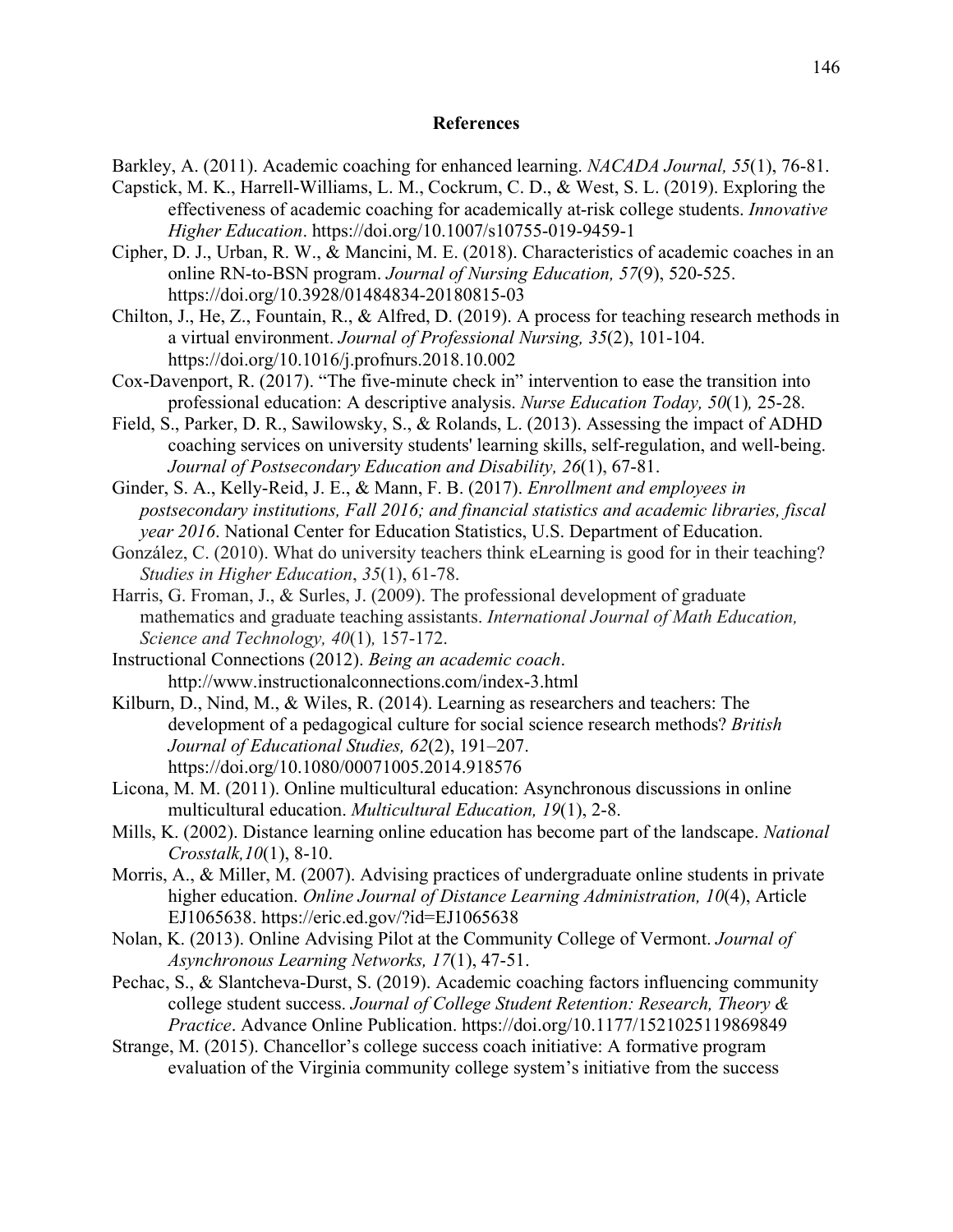## References

Barkley, A. (2011). Academic coaching for enhanced learning. *NACADA Journal, 55*(1), 76-81.

Capstick, M. K., Harrell-Williams, L. M., Cockrum, C. D., & West, S. L. (2019). Exploring the effectiveness of academic coaching for academically at-risk college students. *Innovative Higher Education*. https://doi.org/10.1007/s10755-019-9459-1

Cipher, D. J., Urban, R. W., & Mancini, M. E. (2018). Characteristics of academic coaches in an online RN-to-BSN program. *Journal of Nursing Education, 57*(9), 520-525. https://doi.org/10.3928/01484834-20180815-03

Chilton, J., He, Z., Fountain, R., & Alfred, D. (2019). A process for teaching research methods in a virtual environment. *Journal of Professional Nursing, 35*(2), 101-104. https://doi.org/10.1016/j.profnurs.2018.10.002

Cox-Davenport, R. (2017). "The five-minute check in" intervention to ease the transition into professional education: A descriptive analysis. *Nurse Education Today, 50*(1)*,* 25-28.

Field, S., Parker, D. R., Sawilowsky, S., & Rolands, L. (2013). Assessing the impact of ADHD coaching services on university students' learning skills, self-regulation, and well-being. *Journal of Postsecondary Education and Disability, 26*(1), 67-81.

Ginder, S. A., Kelly-Reid, J. E., & Mann, F. B. (2017). *Enrollment and employees in postsecondary institutions, Fall 2016; and financial statistics and academic libraries, fiscal year 2016*. National Center for Education Statistics, U.S. Department of Education.

González, C. (2010). What do university teachers think eLearning is good for in their teaching? *Studies in Higher Education*, *35*(1), 61-78.

Harris, G. Froman, J., & Surles, J. (2009). The professional development of graduate mathematics and graduate teaching assistants. *International Journal of Math Education, Science and Technology, 40*(1)*,* 157-172.

Instructional Connections (2012). *Being an academic coach*. http://www.instructionalconnections.com/index-3.html

Kilburn, D., Nind, M., & Wiles, R. (2014). Learning as researchers and teachers: The development of a pedagogical culture for social science research methods? *British Journal of Educational Studies, 62*(2), 191–207. https://doi.org/10.1080/00071005.2014.918576

Licona, M. M. (2011). Online multicultural education: Asynchronous discussions in online multicultural education. *Multicultural Education, 19*(1), 2-8.

Mills, K. (2002). Distance learning online education has become part of the landscape. *National Crosstalk,10*(1), 8-10.

Morris, A., & Miller, M. (2007). Advising practices of undergraduate online students in private higher education. *Online Journal of Distance Learning Administration, 10*(4), Article EJ1065638. https://eric.ed.gov/?id=EJ1065638

Nolan, K. (2013). Online Advising Pilot at the Community College of Vermont. *Journal of Asynchronous Learning Networks, 17*(1), 47-51.

Pechac, S., & Slantcheva-Durst, S. (2019). Academic coaching factors influencing community college student success. *Journal of College Student Retention: Research, Theory & Practice*. Advance Online Publication. https://doi.org/10.1177/1521025119869849

Strange, M. (2015). Chancellor's college success coach initiative: A formative program evaluation of the Virginia community college system's initiative from the success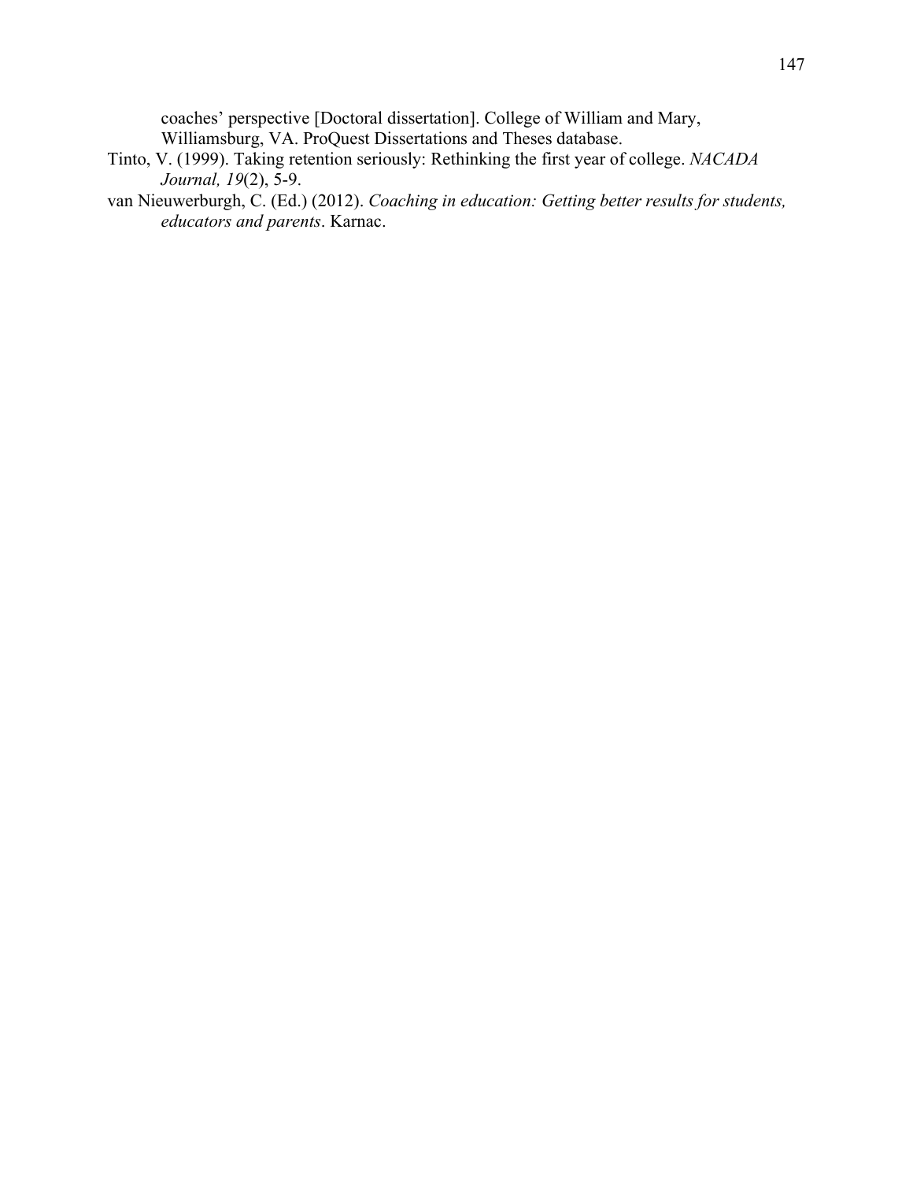coaches' perspective [Doctoral dissertation]. College of William and Mary, Williamsburg, VA. ProQuest Dissertations and Theses database.

Tinto, V. (1999). Taking retention seriously: Rethinking the first year of college. *NACADA Journal, 19*(2), 5-9.

van Nieuwerburgh, C. (Ed.) (2012). *Coaching in education: Getting better results for students, educators and parents*. Karnac.